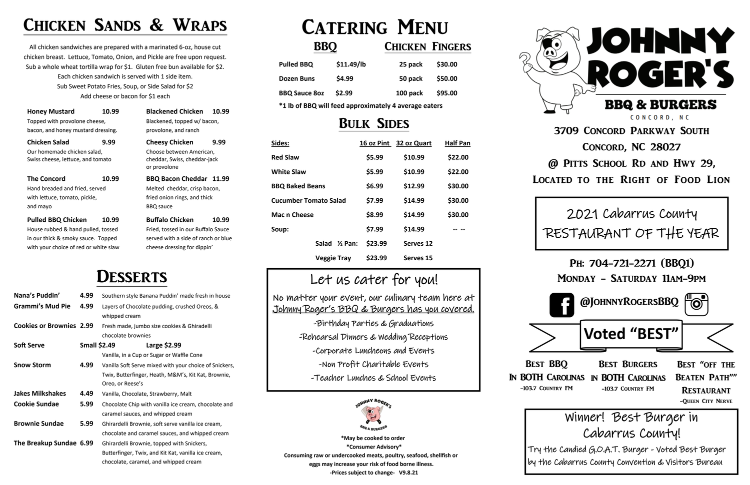## Chicken Sands & Wraps

All chicken sandwiches are prepared with a marinated 6-oz, house cut chicken breast. Lettuce, Tomato, Onion, and Pickle are free upon request. Sub a whole wheat tortilla wrap for $1. Gluten free bun available for $2. Each chicken sandwich is served with 1 side item. Sub Sweet Potato Fries, Soup, or Side Salad for $2. Add cheese or bacon for $1 each

**Honey Mustard** 10.99
Topped with provolone cheese, bacon, and honey mustard dressing.

**Chicken Salad** 9.99
Our homemade chicken salad, Swiss cheese, lettuce, and tomato

**The Concord** 10.99
Hand breaded and fried, served with lettuce, tomato, pickle, and mayo

**Pulled BBQ Chicken** 10.99
House rubbed & hand pulled, tossed in our thick & smoky sauce. Topped with your choice of red or white slaw

**Blackened Chicken** 10.99
Blackened, topped w/ bacon, provolone, and ranch

**Cheesy Chicken** 9.99
Choose between American, cheddar, Swiss, cheddar-jack or provolone

**BBQ Bacon Cheddar** 11.99
Melted cheddar, crisp bacon, fried onion rings, and thick BBQ sauce

**Buffalo Chicken** 10.99
Fried, tossed in our Buffalo Sauce served with a side of ranch or blue cheese dressing for dippin'

## Desserts

| Item | Price | Description |
|---|---|---|
| Nana's Puddin' | 4.99 | Southern style Banana Puddin' made fresh in house |
| Grammi's Mud Pie | 4.99 | Layers of Chocolate pudding, crushed Oreos, & whipped cream |
| Cookies or Brownies | 2.99 | Fresh made, jumbo size cookies & Ghiradelli chocolate brownies |
| Soft Serve | Small $2.49 Large $2.99 | Vanilla, in a Cup or Sugar or Waffle Cone |
| Snow Storm | 4.99 | Vanilla Soft Serve mixed with your choice of Snickers, Twix, Butterfinger, Heath, M&M's, Kit Kat, Brownie, Oreo, or Reese's |
| Jakes Milkshakes | 4.49 | Vanilla, Chocolate, Strawberry, Malt |
| Cookie Sundae | 5.99 | Chocolate Chip with vanilla ice cream, chocolate and caramel sauces, and whipped cream |
| Brownie Sundae | 5.99 | Ghirardelli Brownie, soft serve vanilla ice cream, chocolate and caramel sauces, and whipped cream |
| The Breakup Sundae | 6.99 | Ghirardelli Brownie, topped with Snickers, Butterfinger, Twix, and Kit Kat, vanilla ice cream, chocolate, caramel, and whipped cream |

# Catering Menu

### BBQ

| Item | Price |
|---|---|
| Pulled BBQ | $11.49/lb |
| Dozen Buns | $4.99 |
| BBQ Sauce 8oz | $2.99 |

### Chicken Fingers

| Size | Price |
|---|---|
| 25 pack | $30.00 |
| 50 pack | $50.00 |
| 100 pack | $95.00 |

*1 lb of BBQ will feed approximately 4 average eaters

## Bulk Sides

| Sides: | 16 oz Pint | 32 oz Quart | Half Pan |
|---|---|---|---|
| Red Slaw | $5.99 | $10.99 | $22.00 |
| White Slaw | $5.99 | $10.99 | $22.00 |
| BBQ Baked Beans | $6.99 | $12.99 | $30.00 |
| Cucumber Tomato Salad | $7.99 | $14.99 | $30.00 |
| Mac n Cheese | $8.99 | $14.99 | $30.00 |
| Soup: | $7.99 | $14.99 | -- -- |
| Salad ½ Pan: | $23.99 | Serves 12 | |
| Veggie Tray | $23.99 | Serves 15 | |

### Let us cater for you!

No matter your event, our culinary team here at Johnny Roger's BBQ & Burgers has you covered.

- -Birthday Parties & Graduations
- -Rehearsal Dinners & Wedding Receptions
- -Corporate Luncheons and Events
- -Non Profit Charitable Events
- -Teacher Lunches & School Events

*May be cooked to order
*Consumer Advisory*
Consuming raw or undercooked meats, poultry, seafood, shellfish or eggs may increase your risk of food borne illness.
-Prices subject to change- V9.8.21

# Johnny Roger's

## BBQ & Burgers

Concord, NC

3709 Concord Parkway South
Concord, NC 28027
@ Pitts School Rd and Hwy 29,
Located to the Right of Food Lion

**2021 Cabarrus County RESTAURANT OF THE YEAR**

Ph: 704-721-2271 (BBQ1)
Monday - Saturday 11am-9pm

@JohnnyRogersBBQ

### Voted "BEST"

**Best BBQ In BOTH Carolinas** -103.7 Country FM

**Best Burgers in BOTH Carolinas** -103.7 Country FM

**Best "off the Beaten Path"" Restaurant** -Queen City Nerve

**Winner! Best Burger in Cabarrus County!**

Try the Candied G.O.A.T. Burger - Voted Best Burger by the Cabarrus County Convention & Visitors Bureau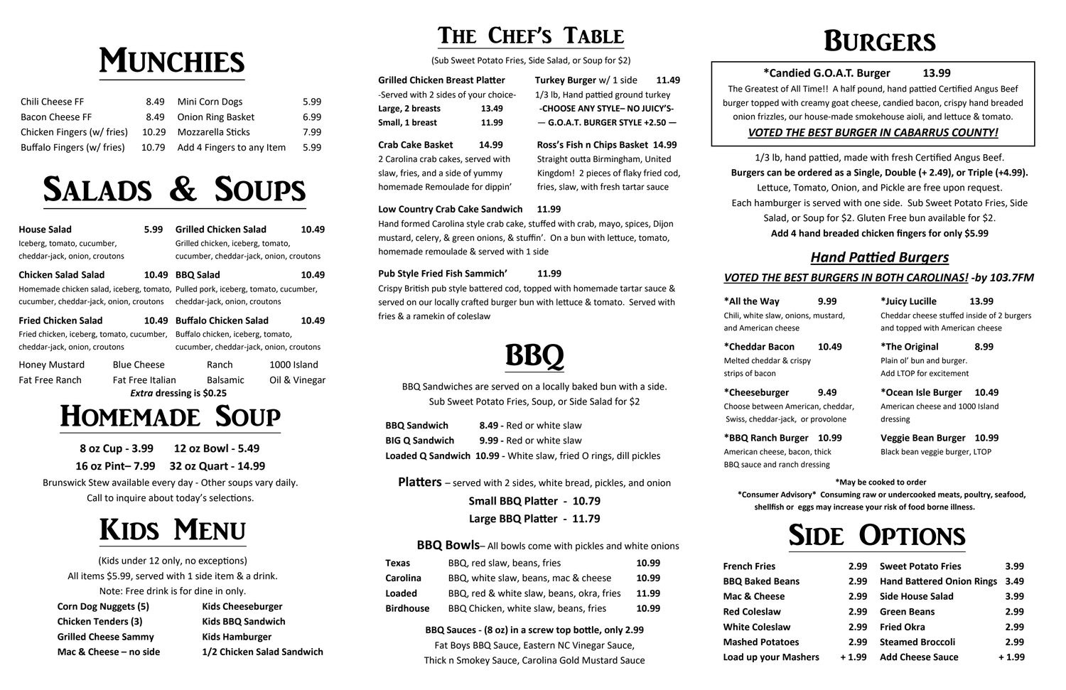# Munchies

| | | | |
|---|---|---|---|
| Chili Cheese FF | 8.49 | Mini Corn Dogs | 5.99 |
| Bacon Cheese FF | 8.49 | Onion Ring Basket | 6.99 |
| Chicken Fingers (w/ fries) | 10.29 | Mozzarella Sticks | 7.99 |
| Buffalo Fingers (w/ fries) | 10.79 | Add 4 Fingers to any Item | 5.99 |

# Salads & Soups

**House Salad** 5.99
Iceberg, tomato, cucumber, cheddar-jack, onion, croutons

**Grilled Chicken Salad** 10.49
Grilled chicken, iceberg, tomato, cucumber, cheddar-jack, onion, croutons

**Chicken Salad Salad** 10.49
Homemade chicken salad, iceberg, tomato, cucumber, cheddar-jack, onion, croutons

**BBQ Salad** 10.49
Pulled pork, iceberg, tomato, cucumber, cheddar-jack, onion, croutons

**Fried Chicken Salad** 10.49
Fried chicken, iceberg, tomato, cucumber, cheddar-jack, onion, croutons

**Buffalo Chicken Salad** 10.49
Buffalo chicken, iceberg, tomato, cucumber, cheddar-jack, onion, croutons

| | | | |
|---|---|---|---|
| Honey Mustard | Blue Cheese | Ranch | 1000 Island |
| Fat Free Ranch | Fat Free Italian | Balsamic | Oil & Vinegar |

***Extra*** **dressing is $0.25**

# Homemade Soup

**8 oz Cup - 3.99 &nbsp;&nbsp; 12 oz Bowl - 5.49**

**16 oz Pint– 7.99 &nbsp;&nbsp; 32 oz Quart - 14.99**

Brunswick Stew available every day - Other soups vary daily.
Call to inquire about today's selections.

# Kids Menu

(Kids under 12 only, no exceptions)
All items $5.99, served with 1 side item & a drink.
Note: Free drink is for dine in only.

| | |
|---|---|
| **Corn Dog Nuggets (5)** | **Kids Cheeseburger** |
| **Chicken Tenders (3)** | **Kids BBQ Sandwich** |
| **Grilled Cheese Sammy** | **Kids Hamburger** |
| **Mac & Cheese – no side** | **1/2 Chicken Salad Sandwich** |

# The Chef's Table

(Sub Sweet Potato Fries, Side Salad, or Soup for $2)

**Grilled Chicken Breast Platter**
-Served with 2 sides of your choice-
**Large, 2 breasts** 13.49
**Small, 1 breast** 11.99

**Turkey Burger** w/ 1 side 11.49
1/3 lb, Hand pattied ground turkey
**-CHOOSE ANY STYLE– NO JUICY'S-**
**— G.O.A.T. BURGER STYLE +2.50 —**

**Crab Cake Basket** 14.99
2 Carolina crab cakes, served with slaw, fries, and a side of yummy homemade Remoulade for dippin'

**Ross's Fish n Chips Basket** 14.99
Straight outta Birmingham, United Kingdom! 2 pieces of flaky fried cod, fries, slaw, with fresh tartar sauce

**Low Country Crab Cake Sandwich** 11.99
Hand formed Carolina style crab cake, stuffed with crab, mayo, spices, Dijon mustard, celery, & green onions, & stuffin'. On a bun with lettuce, tomato, homemade remoulade & served with 1 side

**Pub Style Fried Fish Sammich'** 11.99
Crispy British pub style battered cod, topped with homemade tartar sauce & served on our locally crafted burger bun with lettuce & tomato. Served with fries & a ramekin of coleslaw

# BBQ

BBQ Sandwiches are served on a locally baked bun with a side.
Sub Sweet Potato Fries, Soup, or Side Salad for $2

**BBQ Sandwich** 8.49 - Red or white slaw
**BIG Q Sandwich** 9.99 - Red or white slaw
**Loaded Q Sandwich** 10.99 - White slaw, fried O rings, dill pickles

**Platters** – served with 2 sides, white bread, pickles, and onion

**Small BBQ Platter - 10.79**
**Large BBQ Platter - 11.79**

**BBQ Bowls**– All bowls come with pickles and white onions

| | | |
|---|---|---|
| **Texas** | BBQ, red slaw, beans, fries | **10.99** |
| **Carolina** | BBQ, white slaw, beans, mac & cheese | **10.99** |
| **Loaded** | BBQ, red & white slaw, beans, okra, fries | **11.99** |
| **Birdhouse** | BBQ Chicken, white slaw, beans, fries | **10.99** |

**BBQ Sauces - (8 oz) in a screw top bottle, only 2.99**
Fat Boys BBQ Sauce, Eastern NC Vinegar Sauce,
Thick n Smokey Sauce, Carolina Gold Mustard Sauce

# Burgers

**\*Candied G.O.A.T. Burger** 13.99
The Greatest of All Time!! A half pound, hand pattied Certified Angus Beef burger topped with creamy goat cheese, candied bacon, crispy hand breaded onion frizzles, our house-made smokehouse aioli, and lettuce & tomato.
***VOTED THE BEST BURGER IN CABARRUS COUNTY!***

1/3 lb, hand pattied, made with fresh Certified Angus Beef.
**Burgers can be ordered as a Single, Double (+ 2.49), or Triple (+4.99).**
Lettuce, Tomato, Onion, and Pickle are free upon request.
Each hamburger is served with one side. Sub Sweet Potato Fries, Side Salad, or Soup for $2. Gluten Free bun available for $2.
**Add 4 hand breaded chicken fingers for only $5.99**

## *Hand Pattied Burgers*

***VOTED THE BEST BURGERS IN BOTH CAROLINAS! -by 103.7FM***

**\*All the Way** 9.99
Chili, white slaw, onions, mustard, and American cheese

**\*Juicy Lucille** 13.99
Cheddar cheese stuffed inside of 2 burgers and topped with American cheese

**\*Cheddar Bacon** 10.49
Melted cheddar & crispy strips of bacon

**\*The Original** 8.99
Plain ol' bun and burger. Add LTOP for excitement

**\*Cheeseburger** 9.49
Choose between American, cheddar, Swiss, cheddar-jack, or provolone

**\*Ocean Isle Burger** 10.49
American cheese and 1000 Island dressing

**\*BBQ Ranch Burger** 10.99
American cheese, bacon, thick BBQ sauce and ranch dressing

**Veggie Bean Burger** 10.99
Black bean veggie burger, LTOP

**\*May be cooked to order**
**\*Consumer Advisory\* Consuming raw or undercooked meats, poultry, seafood, shellfish or eggs may increase your risk of food borne illness.**

# Side Options

| | | | |
|---|---|---|---|
| **French Fries** | **2.99** | **Sweet Potato Fries** | **3.99** |
| **BBQ Baked Beans** | **2.99** | **Hand Battered Onion Rings** | **3.49** |
| **Mac & Cheese** | **2.99** | **Side House Salad** | **3.99** |
| **Red Coleslaw** | **2.99** | **Green Beans** | **2.99** |
| **White Coleslaw** | **2.99** | **Fried Okra** | **2.99** |
| **Mashed Potatoes** | **2.99** | **Steamed Broccoli** | **2.99** |
| **Load up your Mashers** | **+ 1.99** | **Add Cheese Sauce** | **+ 1.99** |